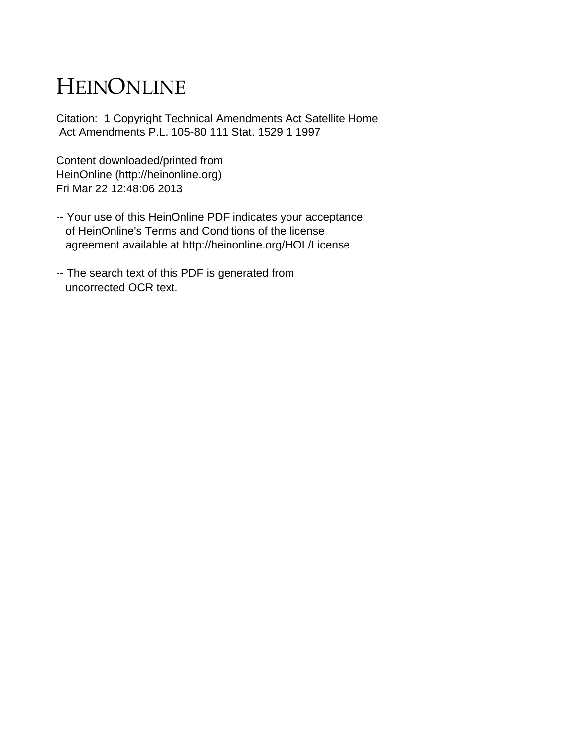# HEINONLINE

Citation: 1 Copyright Technical Amendments Act Satellite Home Act Amendments P.L. 105-80 111 Stat. 1529 1 1997

Content downloaded/printed from
HeinOnline (http://heinonline.org)
Fri Mar 22 12:48:06 2013

-- Your use of this HeinOnline PDF indicates your acceptance of HeinOnline's Terms and Conditions of the license agreement available at http://heinonline.org/HOL/License

-- The search text of this PDF is generated from uncorrected OCR text.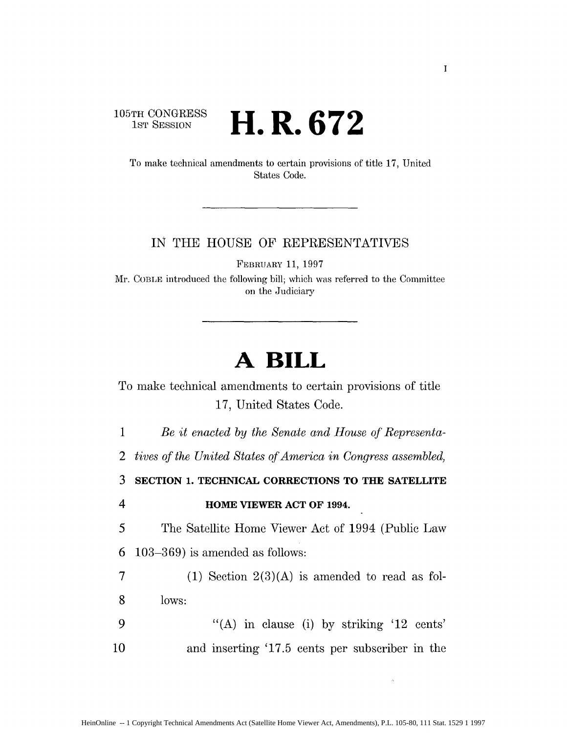105TH CONGRESS
1ST SESSION

# H. R. 672

To make technical amendments to certain provisions of title 17, United States Code.

---

IN THE HOUSE OF REPRESENTATIVES

FEBRUARY 11, 1997

Mr. COBLE introduced the following bill; which was referred to the Committee on the Judiciary

---

# A BILL

To make technical amendments to certain provisions of title 17, United States Code.

1 *Be it enacted by the Senate and House of Representa-*
2 *tives of the United States of America in Congress assembled,*
3 **SECTION 1. TECHNICAL CORRECTIONS TO THE SATELLITE**
4 **HOME VIEWER ACT OF 1994.**
5 The Satellite Home Viewer Act of 1994 (Public Law
6 103–369) is amended as follows:
7 (1) Section 2(3)(A) is amended to read as fol-
8 lows:
9 "(A) in clause (i) by striking '12 cents'
10 and inserting '17.5 cents per subscriber in the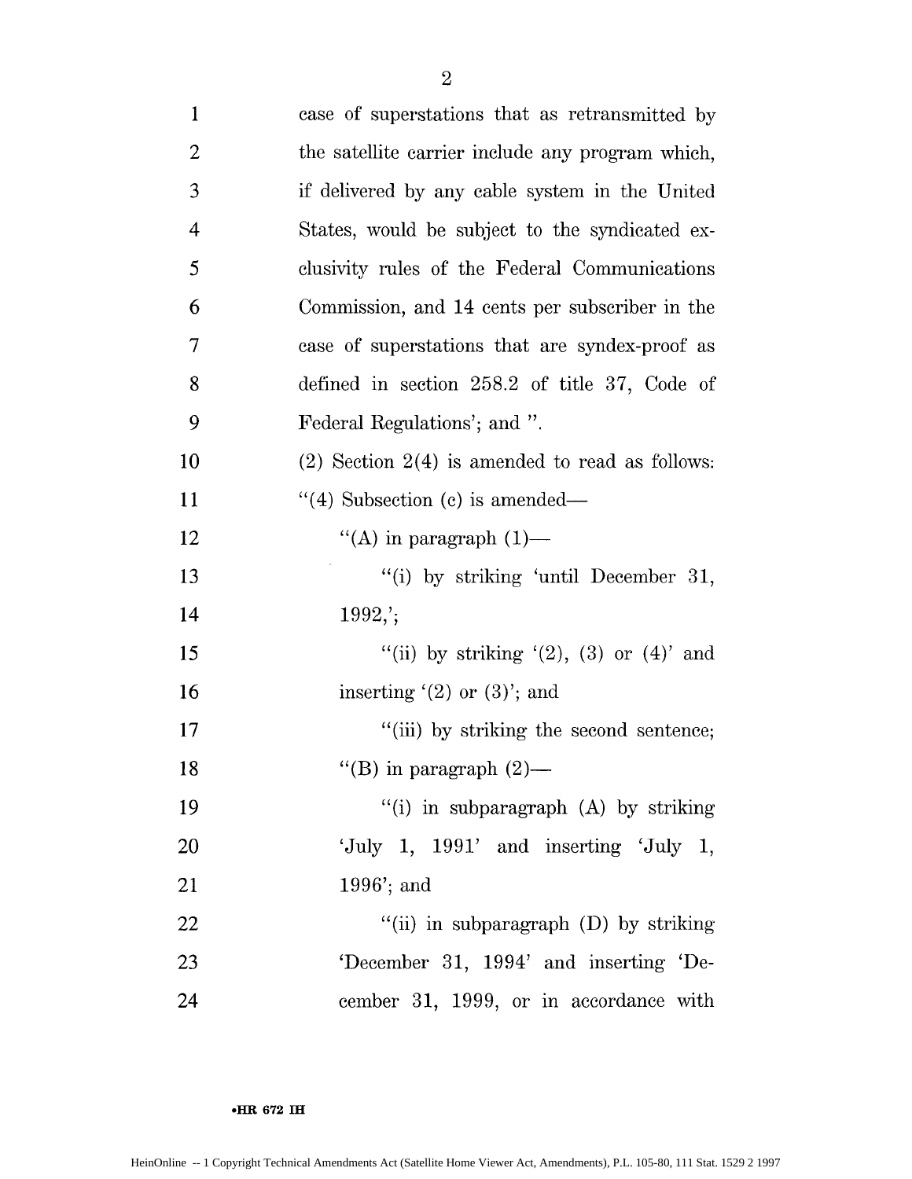case of superstations that as retransmitted by the satellite carrier include any program which, if delivered by any cable system in the United States, would be subject to the syndicated exclusivity rules of the Federal Communications Commission, and 14 cents per subscriber in the case of superstations that are syndex-proof as defined in section 258.2 of title 37, Code of Federal Regulations'; and ".

(2) Section 2(4) is amended to read as follows:

"(4) Subsection (c) is amended—

"(A) in paragraph (1)—

"(i) by striking 'until December 31, 1992,';

"(ii) by striking '(2), (3) or (4)' and inserting '(2) or (3)'; and

"(iii) by striking the second sentence;

"(B) in paragraph (2)—

"(i) in subparagraph (A) by striking 'July 1, 1991' and inserting 'July 1, 1996'; and

"(ii) in subparagraph (D) by striking 'December 31, 1994' and inserting 'December 31, 1999, or in accordance with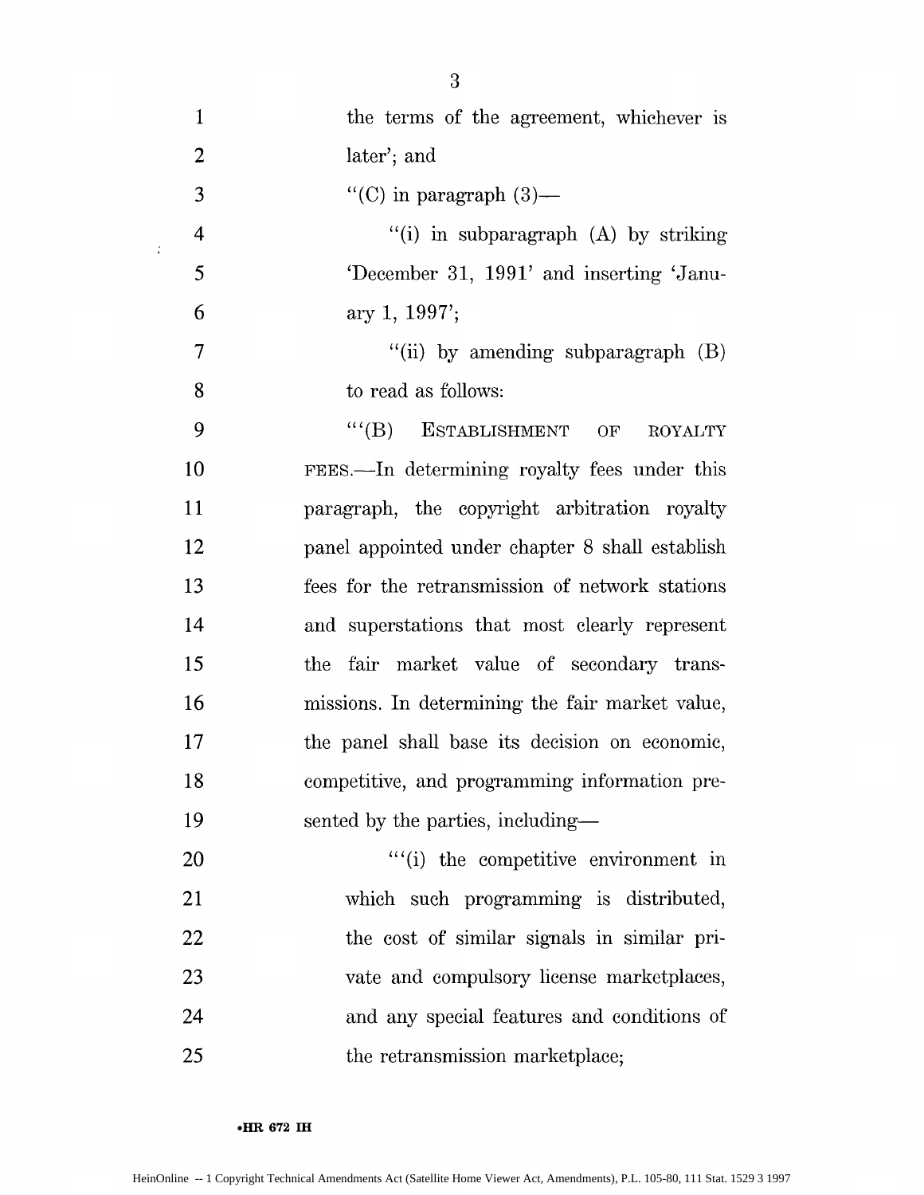the terms of the agreement, whichever is later'; and

"(C) in paragraph (3)—

"(i) in subparagraph (A) by striking 'December 31, 1991' and inserting 'January 1, 1997';

"(ii) by amending subparagraph (B) to read as follows:

"'(B) ESTABLISHMENT OF ROYALTY FEES.—In determining royalty fees under this paragraph, the copyright arbitration royalty panel appointed under chapter 8 shall establish fees for the retransmission of network stations and superstations that most clearly represent the fair market value of secondary transmissions. In determining the fair market value, the panel shall base its decision on economic, competitive, and programming information presented by the parties, including—

"'(i) the competitive environment in which such programming is distributed, the cost of similar signals in similar private and compulsory license marketplaces, and any special features and conditions of the retransmission marketplace;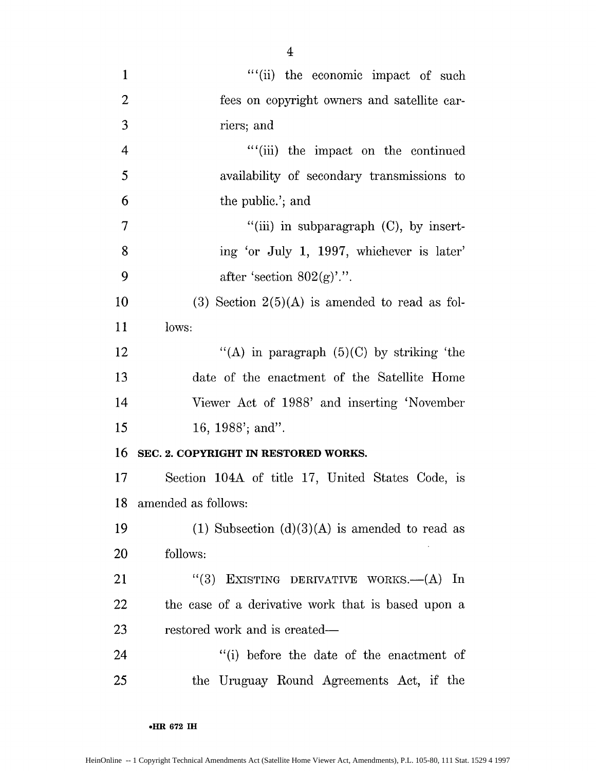"'(ii) the economic impact of such fees on copyright owners and satellite carriers; and

"'(iii) the impact on the continued availability of secondary transmissions to the public.'; and

"(iii) in subparagraph (C), by inserting 'or July 1, 1997, whichever is later' after 'section 802(g)'.".

(3) Section 2(5)(A) is amended to read as follows:

"(A) in paragraph (5)(C) by striking 'the date of the enactment of the Satellite Home Viewer Act of 1988' and inserting 'November 16, 1988'; and".

**SEC. 2. COPYRIGHT IN RESTORED WORKS.**

Section 104A of title 17, United States Code, is amended as follows:

(1) Subsection (d)(3)(A) is amended to read as follows:

"(3) EXISTING DERIVATIVE WORKS.—(A) In the case of a derivative work that is based upon a restored work and is created—

"(i) before the date of the enactment of the Uruguay Round Agreements Act, if the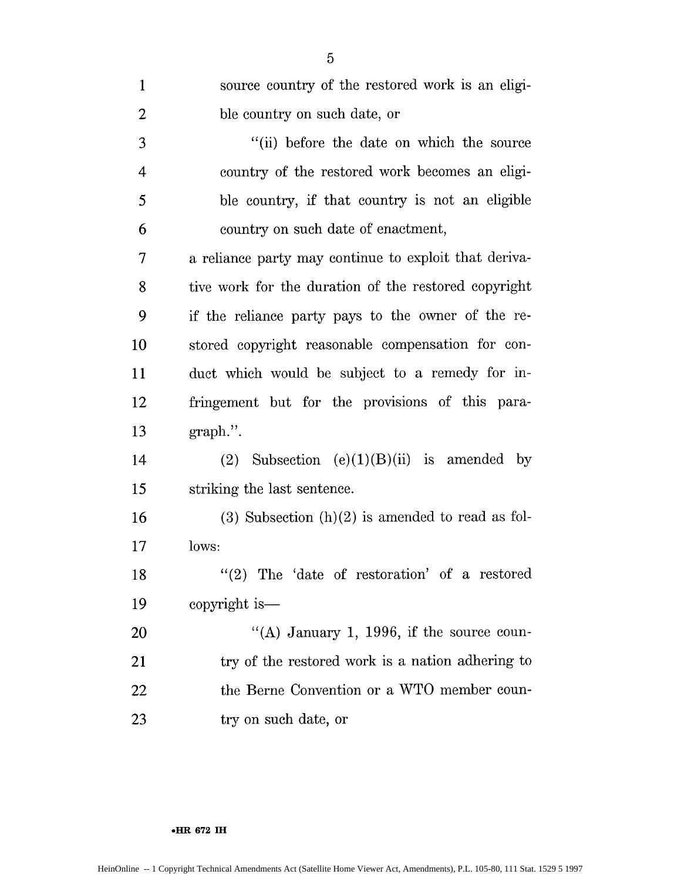source country of the restored work is an eligible country on such date, or

"(ii) before the date on which the source country of the restored work becomes an eligible country, if that country is not an eligible country on such date of enactment,

a reliance party may continue to exploit that derivative work for the duration of the restored copyright if the reliance party pays to the owner of the restored copyright reasonable compensation for conduct which would be subject to a remedy for infringement but for the provisions of this paragraph.".

(2) Subsection (e)(1)(B)(ii) is amended by striking the last sentence.

(3) Subsection (h)(2) is amended to read as follows:

"(2) The 'date of restoration' of a restored copyright is—

"(A) January 1, 1996, if the source country of the restored work is a nation adhering to the Berne Convention or a WTO member country on such date, or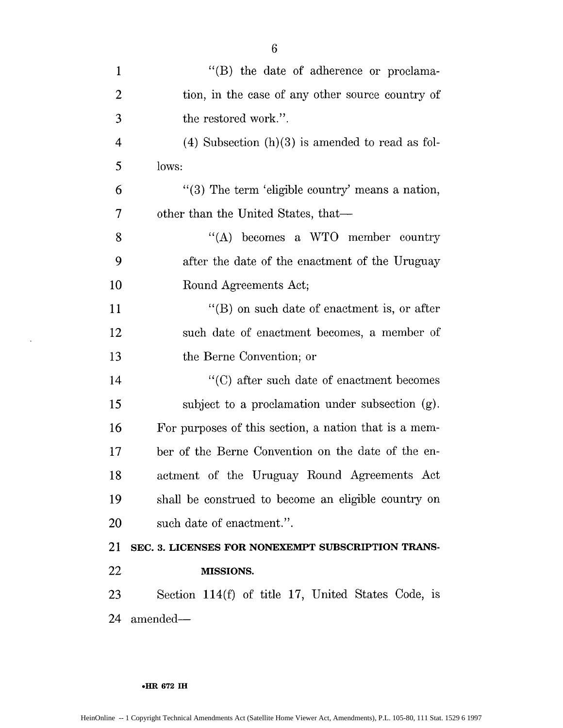"(B) the date of adherence or proclamation, in the case of any other source country of the restored work.".

(4) Subsection (h)(3) is amended to read as follows:

"(3) The term 'eligible country' means a nation, other than the United States, that—

"(A) becomes a WTO member country after the date of the enactment of the Uruguay Round Agreements Act;

"(B) on such date of enactment is, or after such date of enactment becomes, a member of the Berne Convention; or

"(C) after such date of enactment becomes subject to a proclamation under subsection (g).

For purposes of this section, a nation that is a member of the Berne Convention on the date of the enactment of the Uruguay Round Agreements Act shall be construed to become an eligible country on such date of enactment.".

**SEC. 3. LICENSES FOR NONEXEMPT SUBSCRIPTION TRANSMISSIONS.**

Section 114(f) of title 17, United States Code, is amended—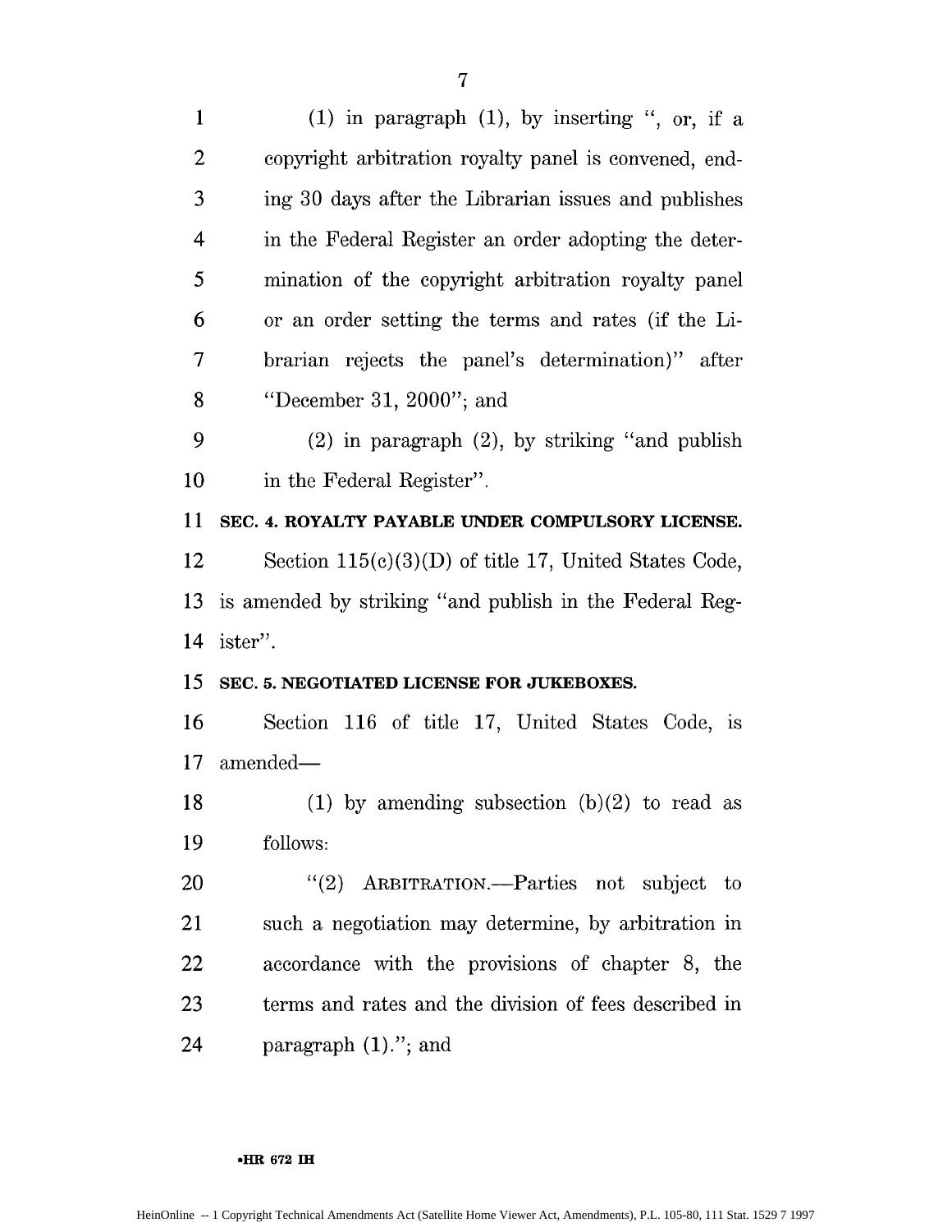(1) in paragraph (1), by inserting ", or, if a copyright arbitration royalty panel is convened, ending 30 days after the Librarian issues and publishes in the Federal Register an order adopting the determination of the copyright arbitration royalty panel or an order setting the terms and rates (if the Librarian rejects the panel's determination)" after "December 31, 2000"; and

(2) in paragraph (2), by striking "and publish in the Federal Register".

**SEC. 4. ROYALTY PAYABLE UNDER COMPULSORY LICENSE.**

Section 115(c)(3)(D) of title 17, United States Code, is amended by striking "and publish in the Federal Register".

**SEC. 5. NEGOTIATED LICENSE FOR JUKEBOXES.**

Section 116 of title 17, United States Code, is amended—

(1) by amending subsection (b)(2) to read as follows:

"(2) ARBITRATION.—Parties not subject to such a negotiation may determine, by arbitration in accordance with the provisions of chapter 8, the terms and rates and the division of fees described in paragraph (1)."; and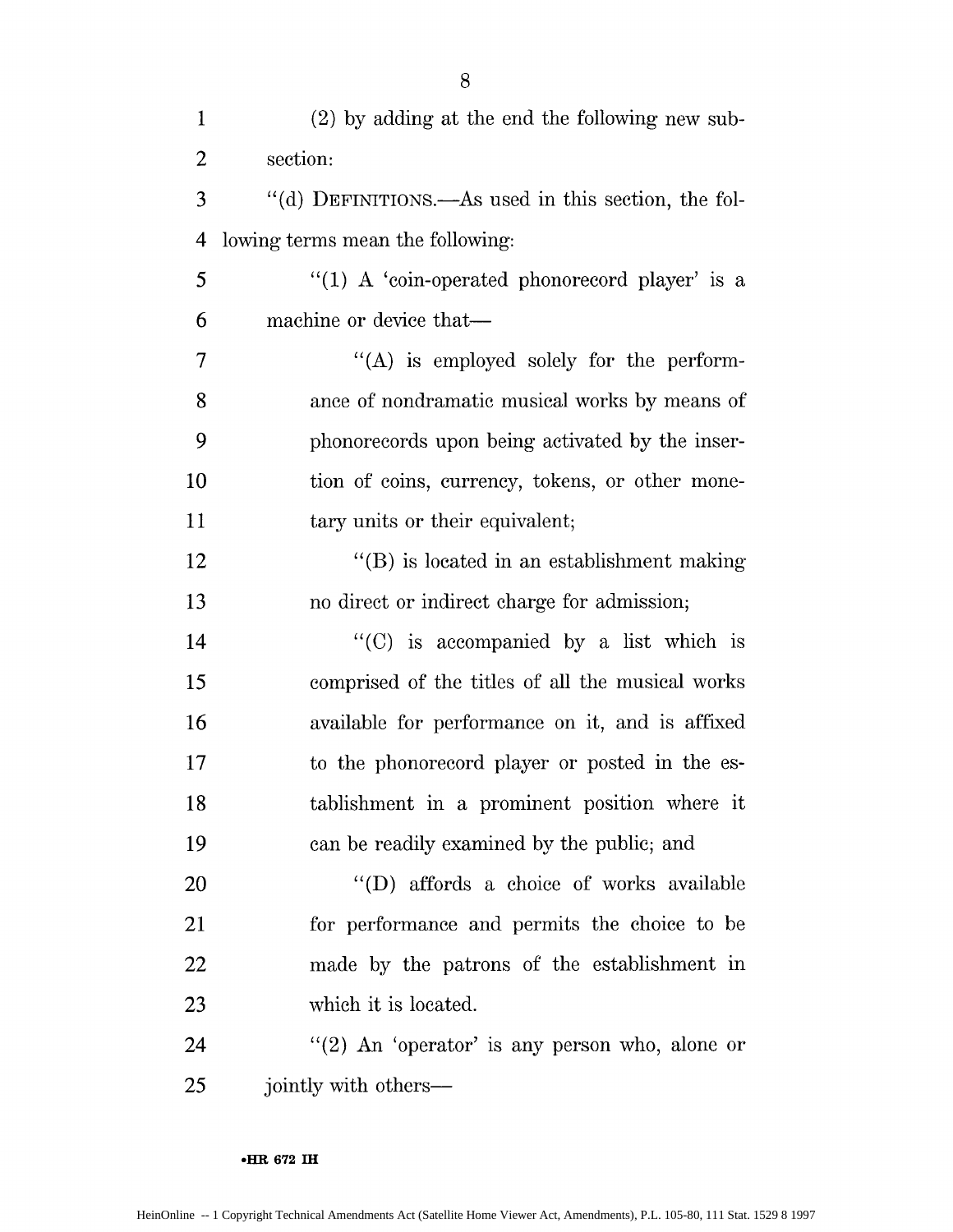(2) by adding at the end the following new subsection:

"(d) DEFINITIONS.—As used in this section, the following terms mean the following:

"(1) A 'coin-operated phonorecord player' is a machine or device that—

"(A) is employed solely for the performance of nondramatic musical works by means of phonorecords upon being activated by the insertion of coins, currency, tokens, or other monetary units or their equivalent;

"(B) is located in an establishment making no direct or indirect charge for admission;

"(C) is accompanied by a list which is comprised of the titles of all the musical works available for performance on it, and is affixed to the phonorecord player or posted in the establishment in a prominent position where it can be readily examined by the public; and

"(D) affords a choice of works available for performance and permits the choice to be made by the patrons of the establishment in which it is located.

"(2) An 'operator' is any person who, alone or jointly with others—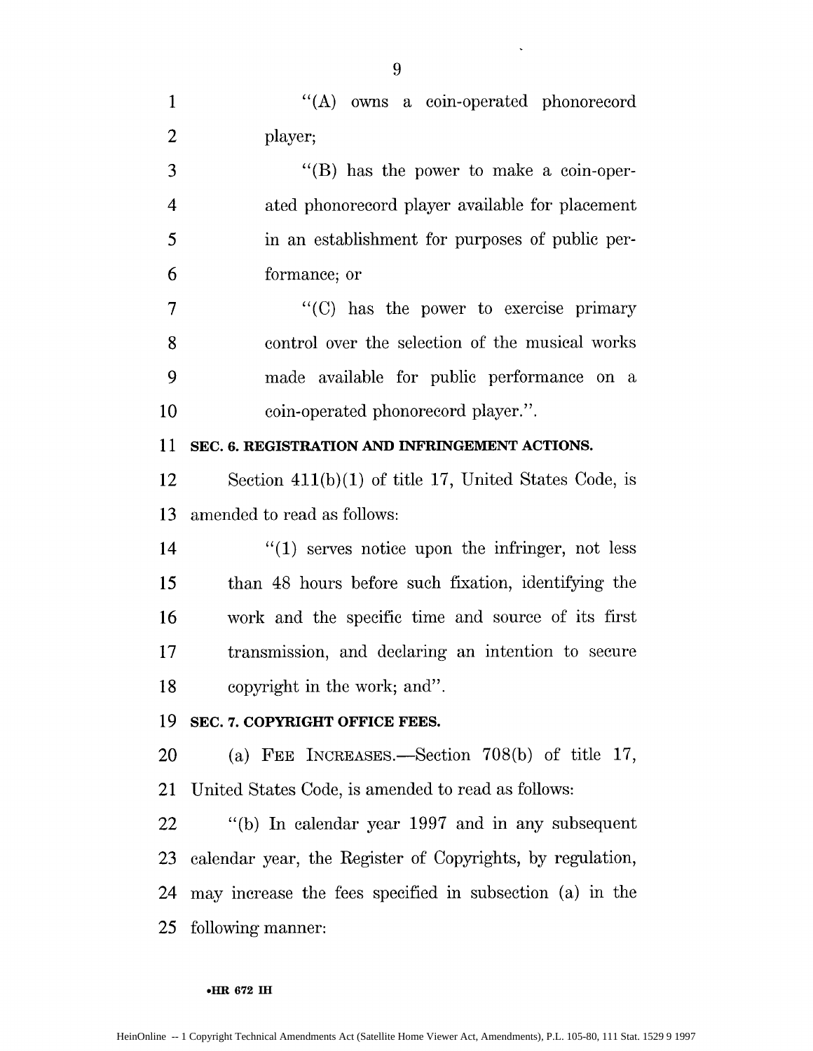"(A) owns a coin-operated phonorecord player;

"(B) has the power to make a coin-operated phonorecord player available for placement in an establishment for purposes of public performance; or

"(C) has the power to exercise primary control over the selection of the musical works made available for public performance on a coin-operated phonorecord player.".

**SEC. 6. REGISTRATION AND INFRINGEMENT ACTIONS.**

Section 411(b)(1) of title 17, United States Code, is amended to read as follows:

"(1) serves notice upon the infringer, not less than 48 hours before such fixation, identifying the work and the specific time and source of its first transmission, and declaring an intention to secure copyright in the work; and".

**SEC. 7. COPYRIGHT OFFICE FEES.**

(a) FEE INCREASES.—Section 708(b) of title 17, United States Code, is amended to read as follows:

"(b) In calendar year 1997 and in any subsequent calendar year, the Register of Copyrights, by regulation, may increase the fees specified in subsection (a) in the following manner: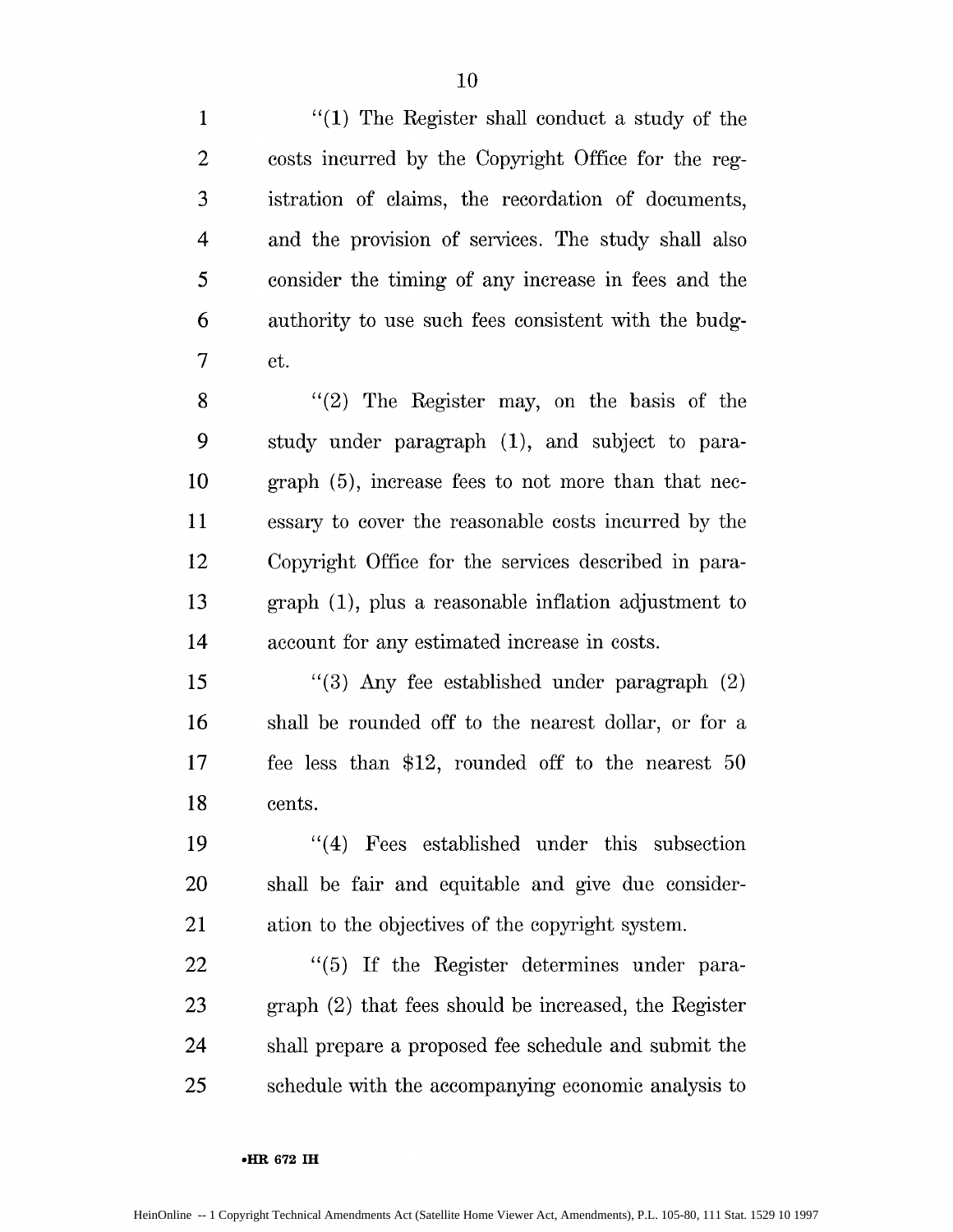"(1) The Register shall conduct a study of the costs incurred by the Copyright Office for the registration of claims, the recordation of documents, and the provision of services. The study shall also consider the timing of any increase in fees and the authority to use such fees consistent with the budget.

"(2) The Register may, on the basis of the study under paragraph (1), and subject to paragraph (5), increase fees to not more than that necessary to cover the reasonable costs incurred by the Copyright Office for the services described in paragraph (1), plus a reasonable inflation adjustment to account for any estimated increase in costs.

"(3) Any fee established under paragraph (2) shall be rounded off to the nearest dollar, or for a fee less than $12, rounded off to the nearest 50 cents.

"(4) Fees established under this subsection shall be fair and equitable and give due consideration to the objectives of the copyright system.

"(5) If the Register determines under paragraph (2) that fees should be increased, the Register shall prepare a proposed fee schedule and submit the schedule with the accompanying economic analysis to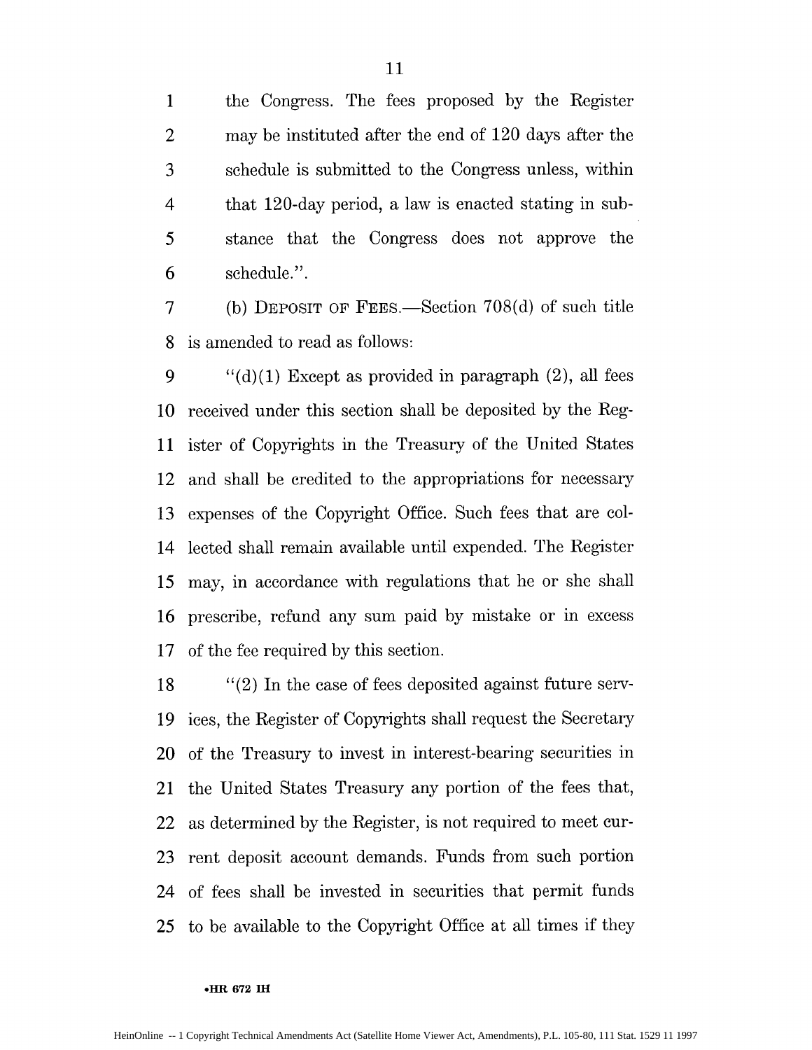the Congress. The fees proposed by the Register may be instituted after the end of 120 days after the schedule is submitted to the Congress unless, within that 120-day period, a law is enacted stating in substance that the Congress does not approve the schedule.".

(b) DEPOSIT OF FEES.—Section 708(d) of such title is amended to read as follows:

"(d)(1) Except as provided in paragraph (2), all fees received under this section shall be deposited by the Register of Copyrights in the Treasury of the United States and shall be credited to the appropriations for necessary expenses of the Copyright Office. Such fees that are collected shall remain available until expended. The Register may, in accordance with regulations that he or she shall prescribe, refund any sum paid by mistake or in excess of the fee required by this section.

"(2) In the case of fees deposited against future services, the Register of Copyrights shall request the Secretary of the Treasury to invest in interest-bearing securities in the United States Treasury any portion of the fees that, as determined by the Register, is not required to meet current deposit account demands. Funds from such portion of fees shall be invested in securities that permit funds to be available to the Copyright Office at all times if they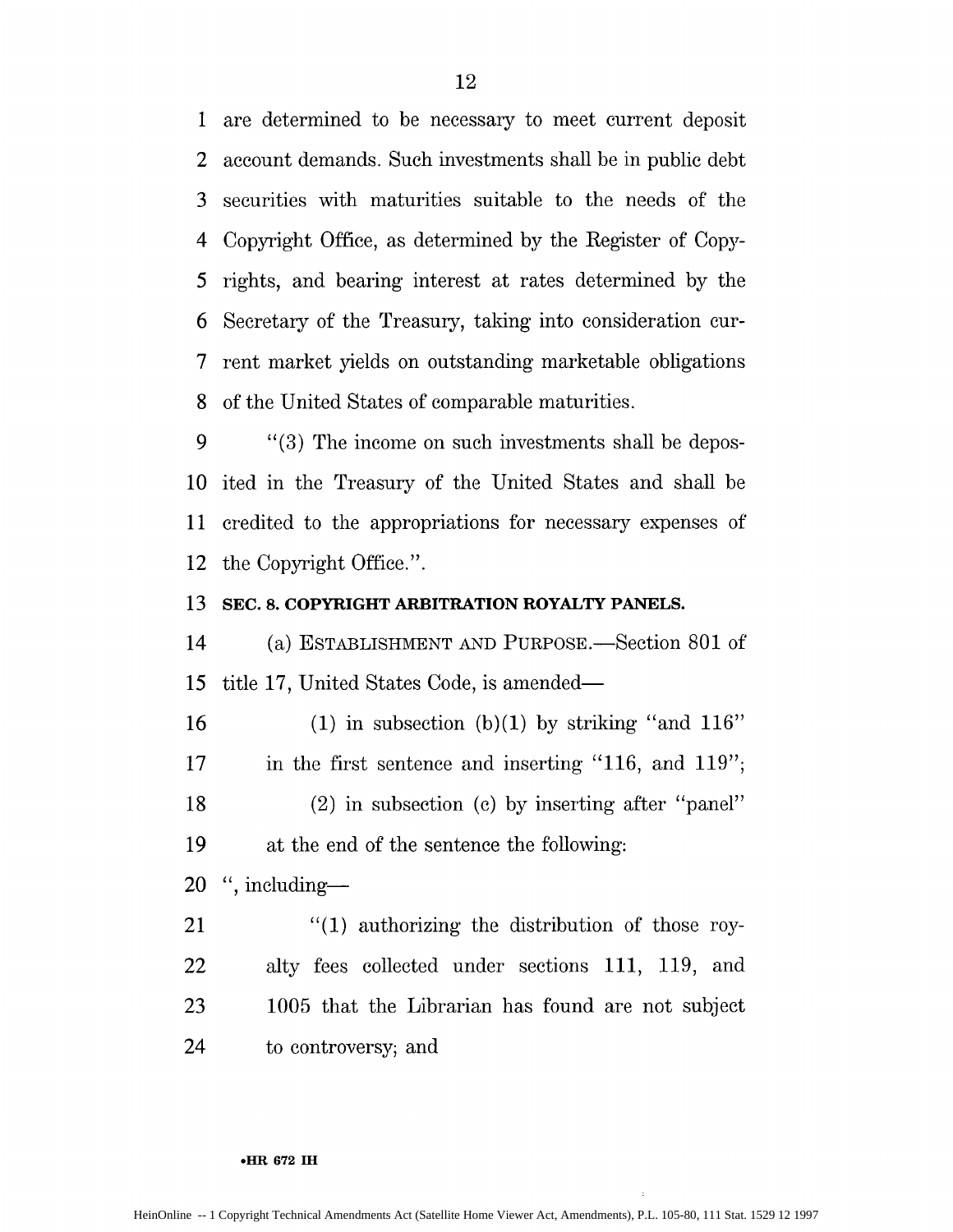are determined to be necessary to meet current deposit account demands. Such investments shall be in public debt securities with maturities suitable to the needs of the Copyright Office, as determined by the Register of Copyrights, and bearing interest at rates determined by the Secretary of the Treasury, taking into consideration current market yields on outstanding marketable obligations of the United States of comparable maturities.

"(3) The income on such investments shall be deposited in the Treasury of the United States and shall be credited to the appropriations for necessary expenses of the Copyright Office.".

**SEC. 8. COPYRIGHT ARBITRATION ROYALTY PANELS.**

(a) ESTABLISHMENT AND PURPOSE.—Section 801 of title 17, United States Code, is amended—

(1) in subsection (b)(1) by striking "and 116" in the first sentence and inserting "116, and 119";

(2) in subsection (c) by inserting after "panel" at the end of the sentence the following:

", including—

"(1) authorizing the distribution of those royalty fees collected under sections 111, 119, and 1005 that the Librarian has found are not subject to controversy; and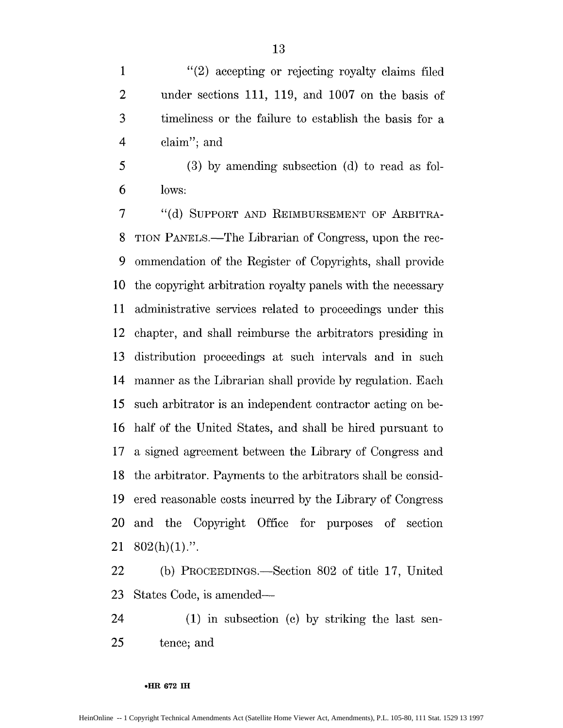"(2) accepting or rejecting royalty claims filed under sections 111, 119, and 1007 on the basis of timeliness or the failure to establish the basis for a claim"; and

(3) by amending subsection (d) to read as follows:

"(d) SUPPORT AND REIMBURSEMENT OF ARBITRATION PANELS.—The Librarian of Congress, upon the recommendation of the Register of Copyrights, shall provide the copyright arbitration royalty panels with the necessary administrative services related to proceedings under this chapter, and shall reimburse the arbitrators presiding in distribution proceedings at such intervals and in such manner as the Librarian shall provide by regulation. Each such arbitrator is an independent contractor acting on behalf of the United States, and shall be hired pursuant to a signed agreement between the Library of Congress and the arbitrator. Payments to the arbitrators shall be considered reasonable costs incurred by the Library of Congress and the Copyright Office for purposes of section 802(h)(1).".

(b) PROCEEDINGS.—Section 802 of title 17, United States Code, is amended—

(1) in subsection (c) by striking the last sentence; and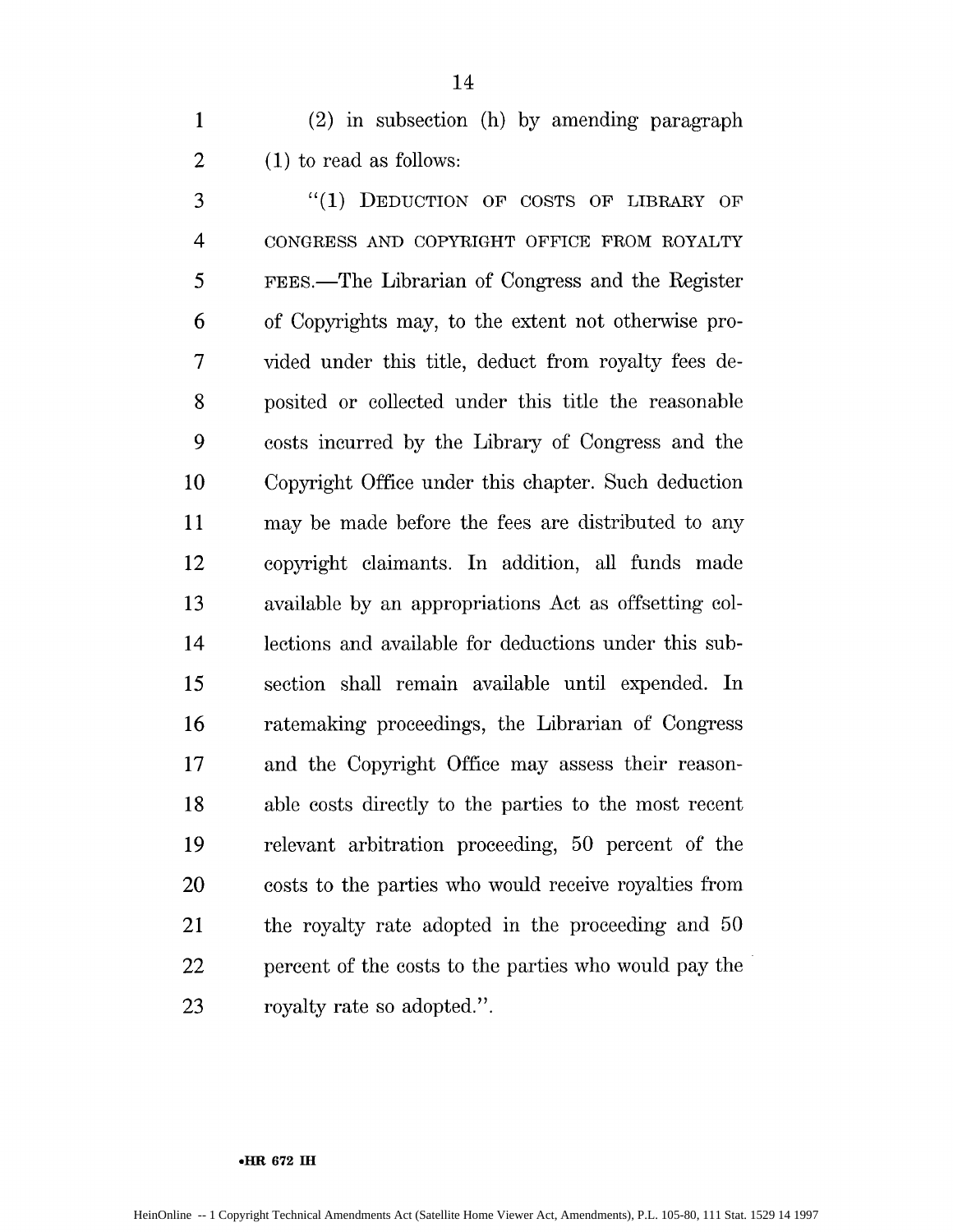(2) in subsection (h) by amending paragraph (1) to read as follows:

"(1) DEDUCTION OF COSTS OF LIBRARY OF CONGRESS AND COPYRIGHT OFFICE FROM ROYALTY FEES.—The Librarian of Congress and the Register of Copyrights may, to the extent not otherwise provided under this title, deduct from royalty fees deposited or collected under this title the reasonable costs incurred by the Library of Congress and the Copyright Office under this chapter. Such deduction may be made before the fees are distributed to any copyright claimants. In addition, all funds made available by an appropriations Act as offsetting collections and available for deductions under this subsection shall remain available until expended. In ratemaking proceedings, the Librarian of Congress and the Copyright Office may assess their reasonable costs directly to the parties to the most recent relevant arbitration proceeding, 50 percent of the costs to the parties who would receive royalties from the royalty rate adopted in the proceeding and 50 percent of the costs to the parties who would pay the royalty rate so adopted.".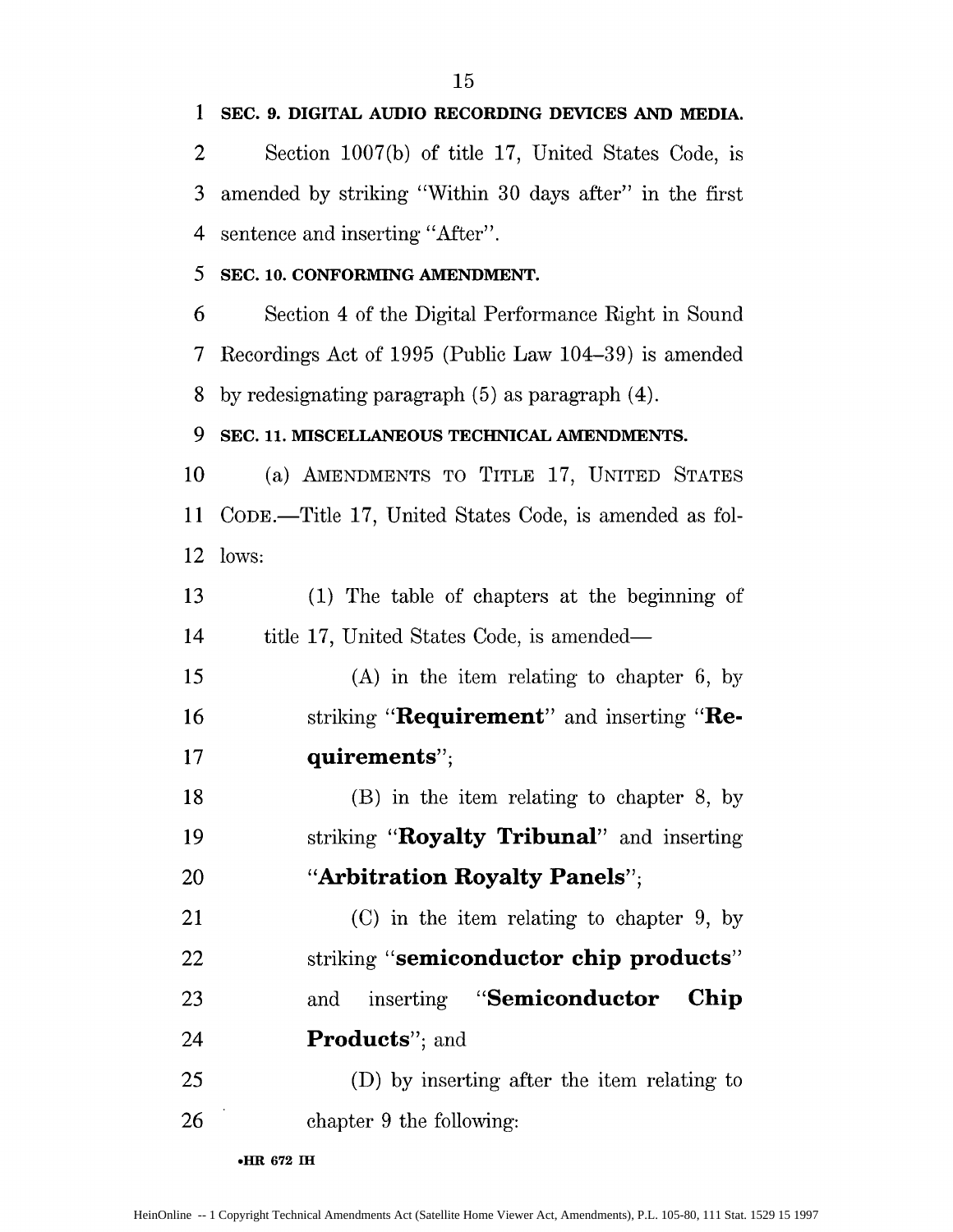**SEC. 9. DIGITAL AUDIO RECORDING DEVICES AND MEDIA.**

Section 1007(b) of title 17, United States Code, is amended by striking "Within 30 days after" in the first sentence and inserting "After".

**SEC. 10. CONFORMING AMENDMENT.**

Section 4 of the Digital Performance Right in Sound Recordings Act of 1995 (Public Law 104–39) is amended by redesignating paragraph (5) as paragraph (4).

**SEC. 11. MISCELLANEOUS TECHNICAL AMENDMENTS.**

(a) AMENDMENTS TO TITLE 17, UNITED STATES CODE.—Title 17, United States Code, is amended as follows:

(1) The table of chapters at the beginning of title 17, United States Code, is amended—

(A) in the item relating to chapter 6, by striking "**Requirement**" and inserting "**Requirements**";

(B) in the item relating to chapter 8, by striking "**Royalty Tribunal**" and inserting "**Arbitration Royalty Panels**";

(C) in the item relating to chapter 9, by striking "**semiconductor chip products**" and inserting "**Semiconductor Chip Products**"; and

(D) by inserting after the item relating to chapter 9 the following: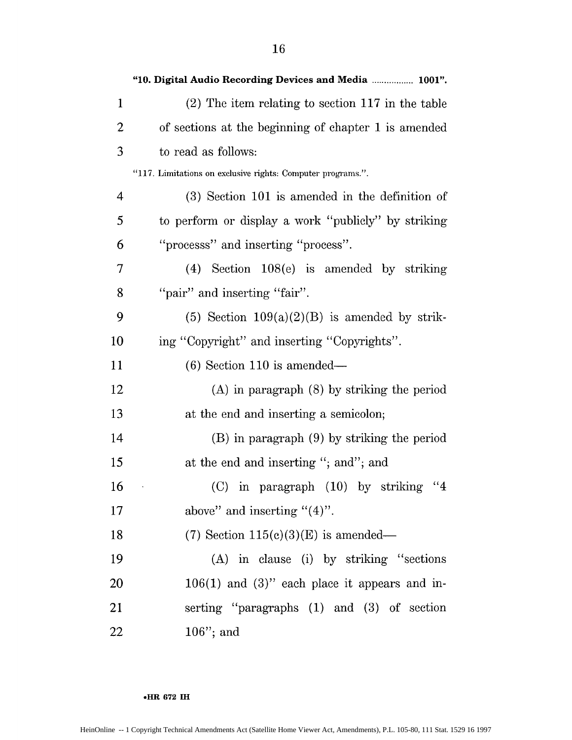"10. Digital Audio Recording Devices and Media ................. 1001".

(2) The item relating to section 117 in the table of sections at the beginning of chapter 1 is amended to read as follows:

"117. Limitations on exclusive rights: Computer programs.".

(3) Section 101 is amended in the definition of to perform or display a work "publicly" by striking "processs" and inserting "process".

(4) Section 108(e) is amended by striking "pair" and inserting "fair".

(5) Section 109(a)(2)(B) is amended by striking "Copyright" and inserting "Copyrights".

(6) Section 110 is amended—

(A) in paragraph (8) by striking the period at the end and inserting a semicolon;

(B) in paragraph (9) by striking the period at the end and inserting "; and"; and

(C) in paragraph (10) by striking "4 above" and inserting "(4)".

(7) Section 115(c)(3)(E) is amended—

(A) in clause (i) by striking "sections 106(1) and (3)" each place it appears and inserting "paragraphs (1) and (3) of section 106"; and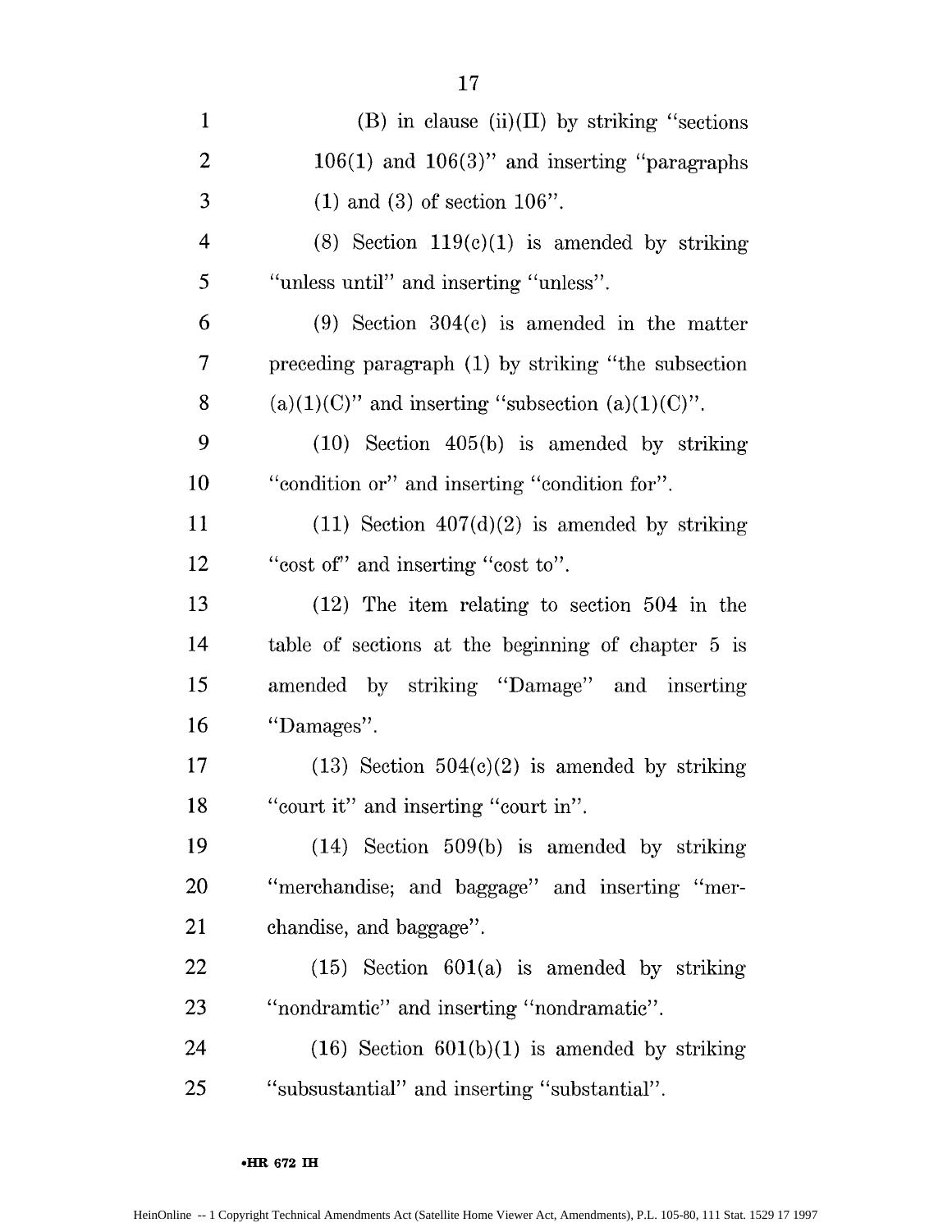(B) in clause (ii)(II) by striking "sections 106(1) and 106(3)" and inserting "paragraphs (1) and (3) of section 106".

(8) Section 119(c)(1) is amended by striking "unless until" and inserting "unless".

(9) Section 304(c) is amended in the matter preceding paragraph (1) by striking "the subsection (a)(1)(C)" and inserting "subsection (a)(1)(C)".

(10) Section 405(b) is amended by striking "condition or" and inserting "condition for".

(11) Section 407(d)(2) is amended by striking "cost of" and inserting "cost to".

(12) The item relating to section 504 in the table of sections at the beginning of chapter 5 is amended by striking "Damage" and inserting "Damages".

(13) Section 504(c)(2) is amended by striking "court it" and inserting "court in".

(14) Section 509(b) is amended by striking "merchandise; and baggage" and inserting "merchandise, and baggage".

(15) Section 601(a) is amended by striking "nondramtic" and inserting "nondramatic".

(16) Section 601(b)(1) is amended by striking "subsustantial" and inserting "substantial".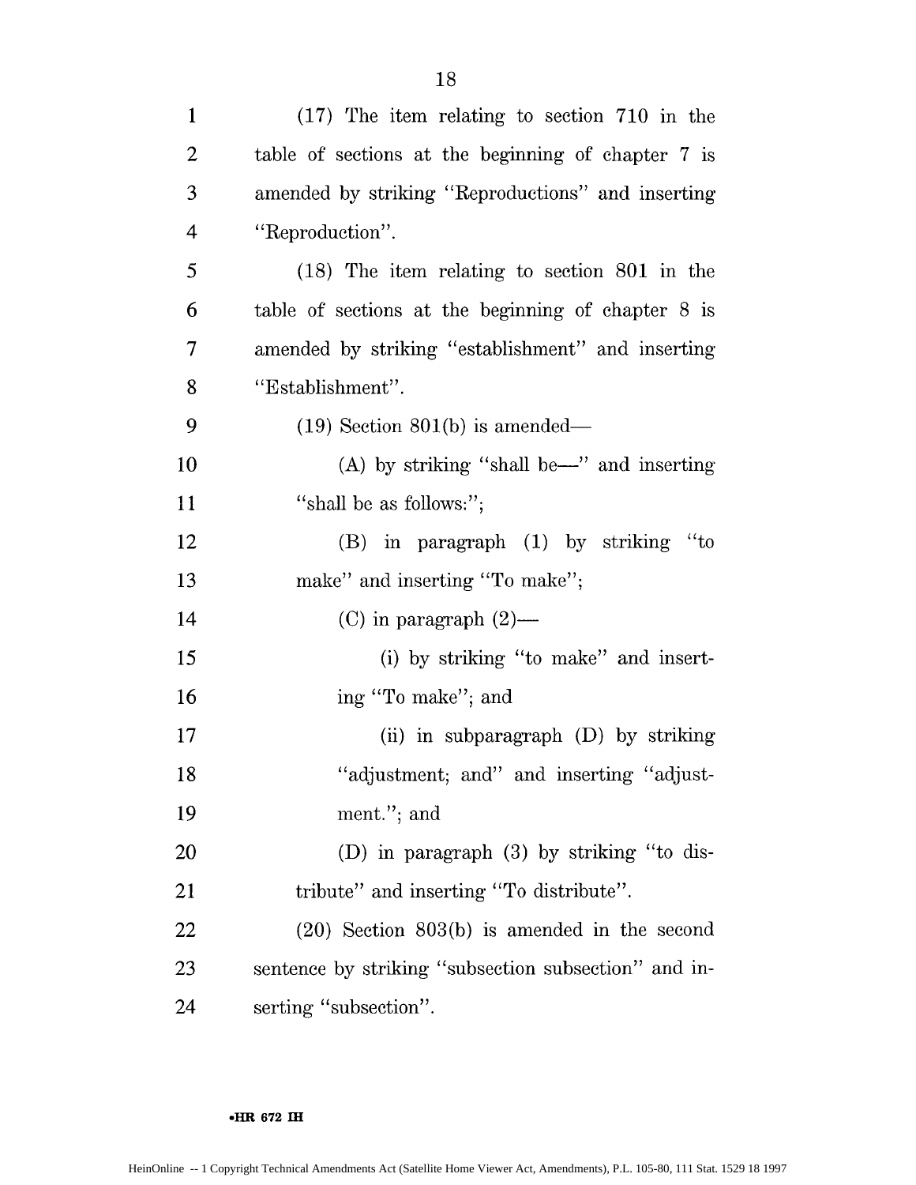(17) The item relating to section 710 in the table of sections at the beginning of chapter 7 is amended by striking "Reproductions" and inserting "Reproduction".

(18) The item relating to section 801 in the table of sections at the beginning of chapter 8 is amended by striking "establishment" and inserting "Establishment".

(19) Section 801(b) is amended—

(A) by striking "shall be—" and inserting "shall be as follows:";

(B) in paragraph (1) by striking "to make" and inserting "To make";

(C) in paragraph (2)—

(i) by striking "to make" and inserting "To make"; and

(ii) in subparagraph (D) by striking "adjustment; and" and inserting "adjustment."; and

(D) in paragraph (3) by striking "to distribute" and inserting "To distribute".

(20) Section 803(b) is amended in the second sentence by striking "subsection subsection" and inserting "subsection".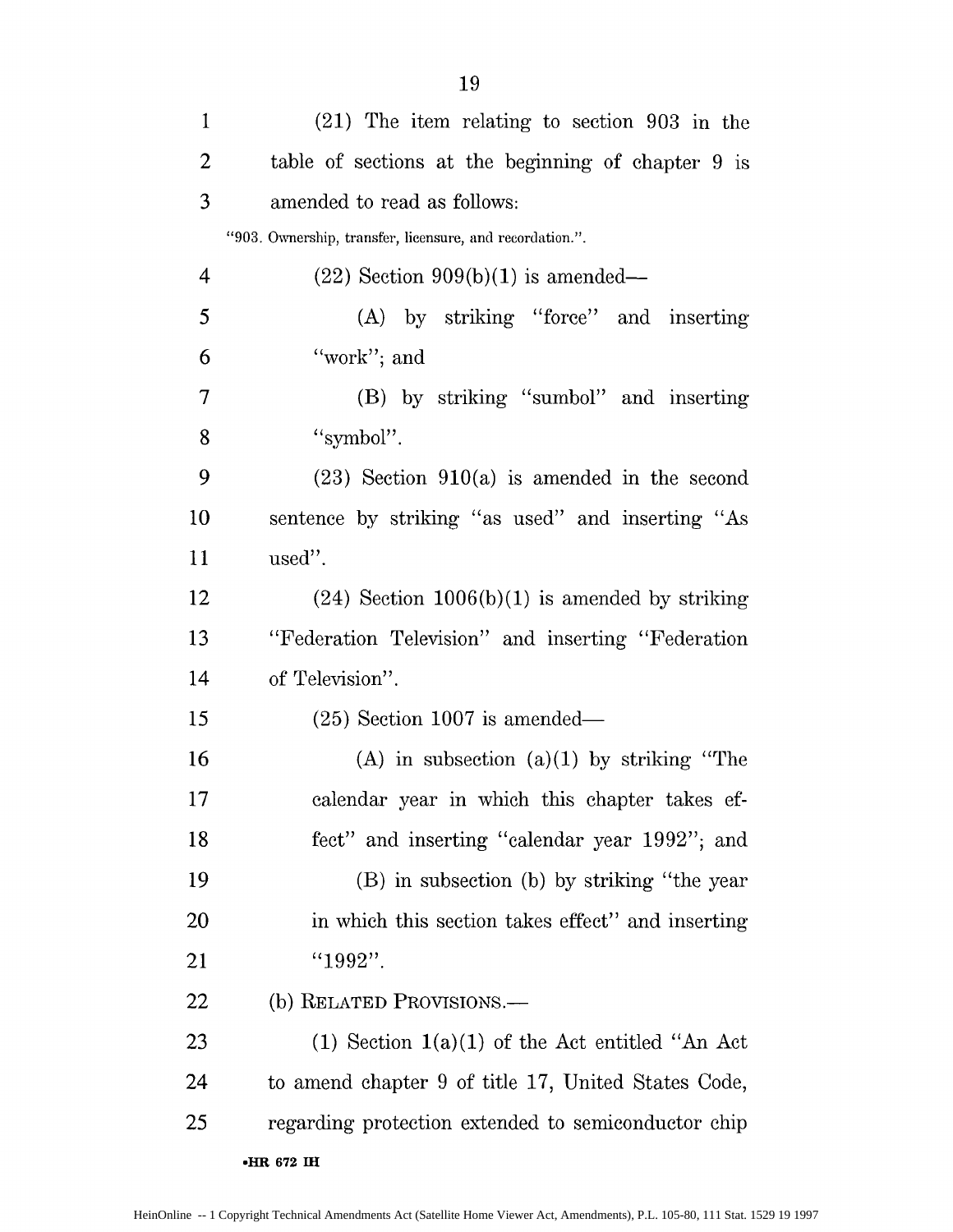(21) The item relating to section 903 in the table of sections at the beginning of chapter 9 is amended to read as follows:

"903. Ownership, transfer, licensure, and recordation.".

(22) Section 909(b)(1) is amended—

(A) by striking "force" and inserting "work"; and

(B) by striking "sumbol" and inserting "symbol".

(23) Section 910(a) is amended in the second sentence by striking "as used" and inserting "As used".

(24) Section 1006(b)(1) is amended by striking "Federation Television" and inserting "Federation of Television".

(25) Section 1007 is amended—

(A) in subsection (a)(1) by striking "The calendar year in which this chapter takes effect" and inserting "calendar year 1992"; and

(B) in subsection (b) by striking "the year in which this section takes effect" and inserting "1992".

(b) RELATED PROVISIONS.—

(1) Section 1(a)(1) of the Act entitled "An Act to amend chapter 9 of title 17, United States Code, regarding protection extended to semiconductor chip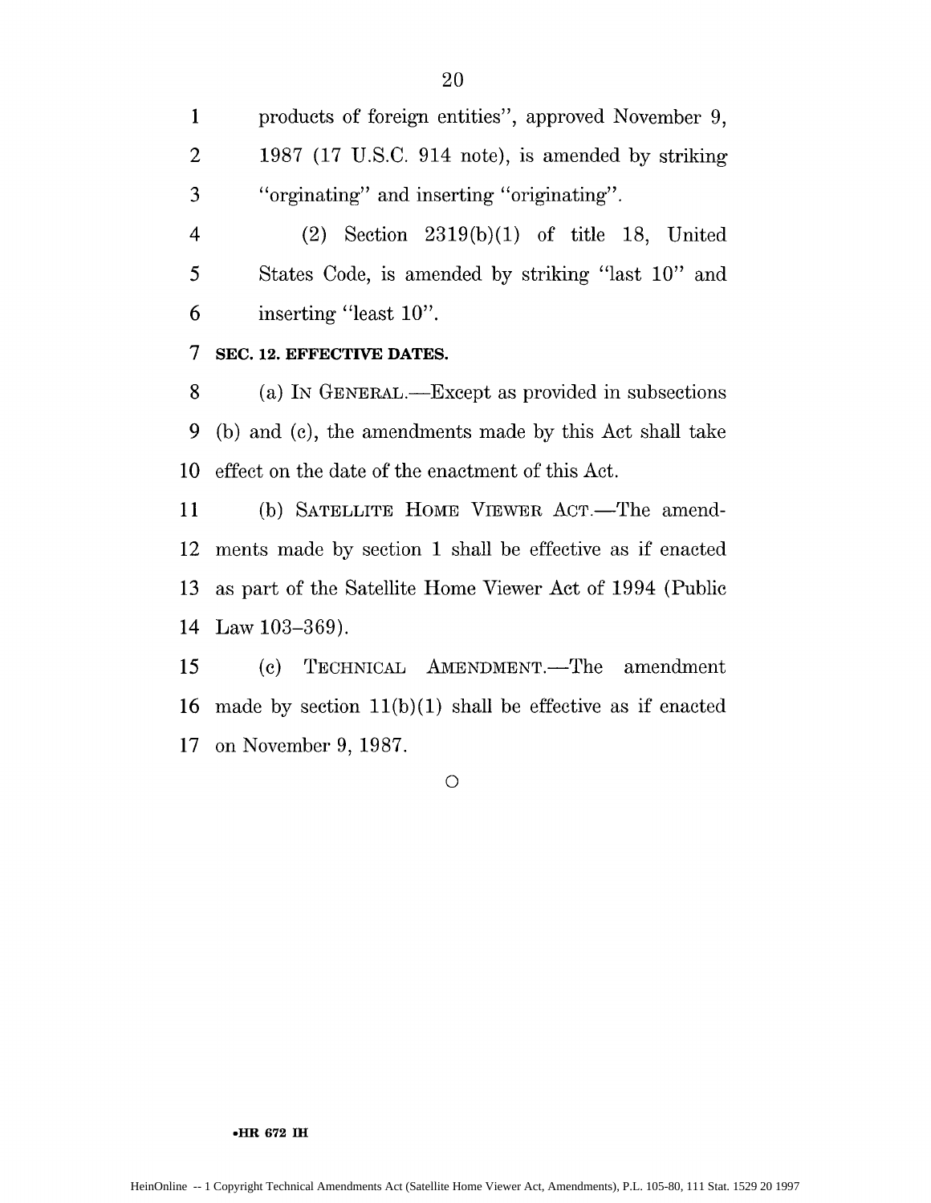products of foreign entities", approved November 9, 1987 (17 U.S.C. 914 note), is amended by striking "orginating" and inserting "originating".

(2) Section 2319(b)(1) of title 18, United States Code, is amended by striking "last 10" and inserting "least 10".

**SEC. 12. EFFECTIVE DATES.**

(a) IN GENERAL.—Except as provided in subsections (b) and (c), the amendments made by this Act shall take effect on the date of the enactment of this Act.

(b) SATELLITE HOME VIEWER ACT.—The amendments made by section 1 shall be effective as if enacted as part of the Satellite Home Viewer Act of 1994 (Public Law 103–369).

(c) TECHNICAL AMENDMENT.—The amendment made by section 11(b)(1) shall be effective as if enacted on November 9, 1987.

○